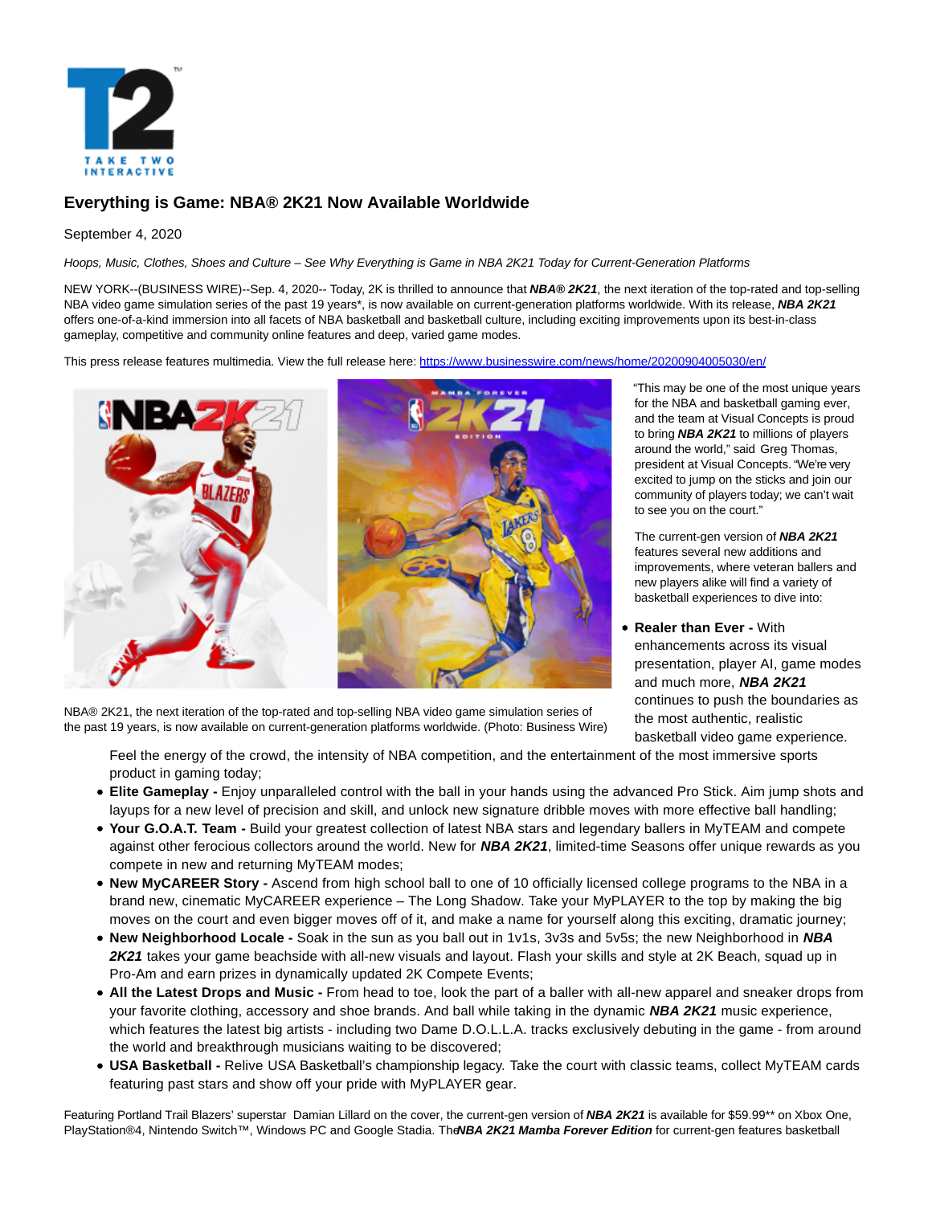# Everything is Game: NBA® 2K21 Now Available Worldwide

September 4, 2020

*Hoops, Music, Clothes, Shoes and Culture – See Why Everything is Game in NBA 2K21 Today for Current-Generation Platforms*

NEW YORK--(BUSINESS WIRE)--Sep. 4, 2020-- Today, 2K is thrilled to announce that ***NBA® 2K21***, the next iteration of the top-rated and top-selling NBA video game simulation series of the past 19 years*, is now available on current-generation platforms worldwide. With its release, ***NBA 2K21*** offers one-of-a-kind immersion into all facets of NBA basketball and basketball culture, including exciting improvements upon its best-in-class gameplay, competitive and community online features and deep, varied game modes.

This press release features multimedia. View the full release here: https://www.businesswire.com/news/home/20200904005030/en/

NBA® 2K21, the next iteration of the top-rated and top-selling NBA video game simulation series of the past 19 years, is now available on current-generation platforms worldwide. (Photo: Business Wire)

"This may be one of the most unique years for the NBA and basketball gaming ever, and the team at Visual Concepts is proud to bring ***NBA 2K21*** to millions of players around the world," said Greg Thomas, president at Visual Concepts. "We're very excited to jump on the sticks and join our community of players today; we can't wait to see you on the court."

The current-gen version of ***NBA 2K21*** features several new additions and improvements, where veteran ballers and new players alike will find a variety of basketball experiences to dive into:

- **Realer than Ever -** With enhancements across its visual presentation, player AI, game modes and much more, ***NBA 2K21*** continues to push the boundaries as the most authentic, realistic basketball video game experience. Feel the energy of the crowd, the intensity of NBA competition, and the entertainment of the most immersive sports product in gaming today;
- **Elite Gameplay -** Enjoy unparalleled control with the ball in your hands using the advanced Pro Stick. Aim jump shots and layups for a new level of precision and skill, and unlock new signature dribble moves with more effective ball handling;
- **Your G.O.A.T. Team -** Build your greatest collection of latest NBA stars and legendary ballers in MyTEAM and compete against other ferocious collectors around the world. New for ***NBA 2K21***, limited-time Seasons offer unique rewards as you compete in new and returning MyTEAM modes;
- **New MyCAREER Story -** Ascend from high school ball to one of 10 officially licensed college programs to the NBA in a brand new, cinematic MyCAREER experience – The Long Shadow. Take your MyPLAYER to the top by making the big moves on the court and even bigger moves off of it, and make a name for yourself along this exciting, dramatic journey;
- **New Neighborhood Locale -** Soak in the sun as you ball out in 1v1s, 3v3s and 5v5s; the new Neighborhood in ***NBA 2K21*** takes your game beachside with all-new visuals and layout. Flash your skills and style at 2K Beach, squad up in Pro-Am and earn prizes in dynamically updated 2K Compete Events;
- **All the Latest Drops and Music -** From head to toe, look the part of a baller with all-new apparel and sneaker drops from your favorite clothing, accessory and shoe brands. And ball while taking in the dynamic ***NBA 2K21*** music experience, which features the latest big artists - including two Dame D.O.L.L.A. tracks exclusively debuting in the game - from around the world and breakthrough musicians waiting to be discovered;
- **USA Basketball -** Relive USA Basketball's championship legacy. Take the court with classic teams, collect MyTEAM cards featuring past stars and show off your pride with MyPLAYER gear.

Featuring Portland Trail Blazers' superstar Damian Lillard on the cover, the current-gen version of ***NBA 2K21*** is available for $59.99** on Xbox One, PlayStation®4, Nintendo Switch™, Windows PC and Google Stadia. The ***NBA 2K21 Mamba Forever Edition*** for current-gen features basketball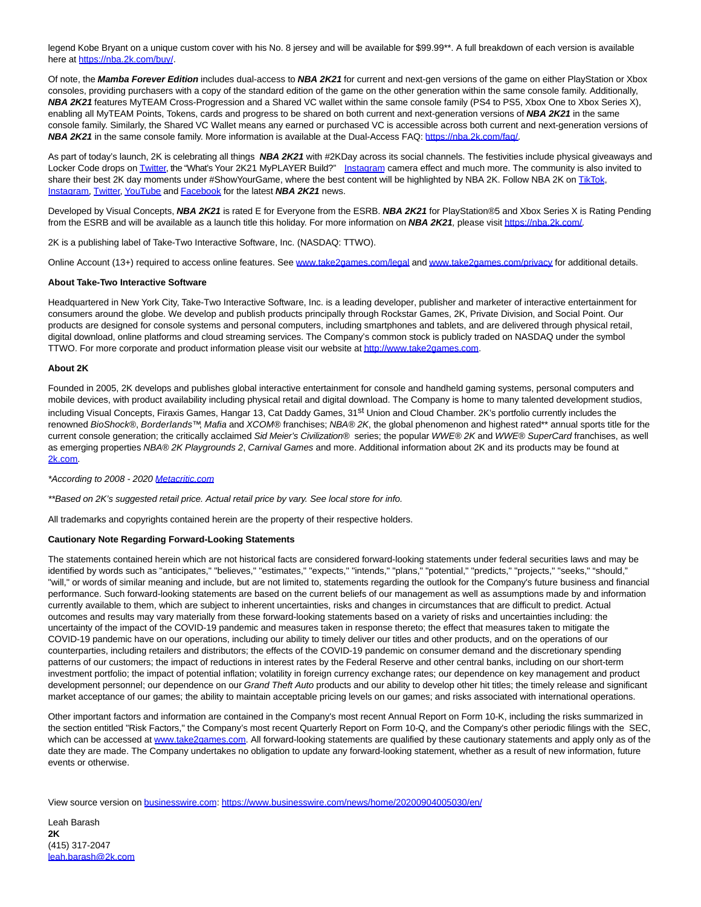legend Kobe Bryant on a unique custom cover with his No. 8 jersey and will be available for $99.99**. A full breakdown of each version is available here at https://nba.2k.com/buy/.

Of note, the ***Mamba Forever Edition*** includes dual-access to ***NBA 2K21*** for current and next-gen versions of the game on either PlayStation or Xbox consoles, providing purchasers with a copy of the standard edition of the game on the other generation within the same console family. Additionally, ***NBA 2K21*** features MyTEAM Cross-Progression and a Shared VC wallet within the same console family (PS4 to PS5, Xbox One to Xbox Series X), enabling all MyTEAM Points, Tokens, cards and progress to be shared on both current and next-generation versions of ***NBA 2K21*** in the same console family. Similarly, the Shared VC Wallet means any earned or purchased VC is accessible across both current and next-generation versions of ***NBA 2K21*** in the same console family. More information is available at the Dual-Access FAQ: https://nba.2k.com/faq/.

As part of today's launch, 2K is celebrating all things ***NBA 2K21*** with #2KDay across its social channels. The festivities include physical giveaways and Locker Code drops on Twitter, the "What's Your 2K21 MyPLAYER Build?" Instagram camera effect and much more. The community is also invited to share their best 2K day moments under #ShowYourGame, where the best content will be highlighted by NBA 2K. Follow NBA 2K on TikTok, Instagram, Twitter, YouTube and Facebook for the latest ***NBA 2K21*** news.

Developed by Visual Concepts, ***NBA 2K21*** is rated E for Everyone from the ESRB. ***NBA 2K21*** for PlayStation®5 and Xbox Series X is Rating Pending from the ESRB and will be available as a launch title this holiday. For more information on ***NBA 2K21***, please visit https://nba.2k.com/.

2K is a publishing label of Take-Two Interactive Software, Inc. (NASDAQ: TTWO).

Online Account (13+) required to access online features. See www.take2games.com/legal and www.take2games.com/privacy for additional details.

**About Take-Two Interactive Software**

Headquartered in New York City, Take-Two Interactive Software, Inc. is a leading developer, publisher and marketer of interactive entertainment for consumers around the globe. We develop and publish products principally through Rockstar Games, 2K, Private Division, and Social Point. Our products are designed for console systems and personal computers, including smartphones and tablets, and are delivered through physical retail, digital download, online platforms and cloud streaming services. The Company's common stock is publicly traded on NASDAQ under the symbol TTWO. For more corporate and product information please visit our website at http://www.take2games.com.

**About 2K**

Founded in 2005, 2K develops and publishes global interactive entertainment for console and handheld gaming systems, personal computers and mobile devices, with product availability including physical retail and digital download. The Company is home to many talented development studios, including Visual Concepts, Firaxis Games, Hangar 13, Cat Daddy Games, 31st Union and Cloud Chamber. 2K's portfolio currently includes the renowned *BioShock*®, *Borderlands*™, *Mafia* and *XCOM*® franchises; *NBA® 2K*, the global phenomenon and highest rated** annual sports title for the current console generation; the critically acclaimed *Sid Meier's Civilization*® series; the popular *WWE® 2K* and *WWE® SuperCard* franchises, as well as emerging properties *NBA® 2K Playgrounds 2*, *Carnival Games* and more. Additional information about 2K and its products may be found at 2k.com.

*According to 2008 - 2020 Metacritic.com*

*\*\*Based on 2K's suggested retail price. Actual retail price by vary. See local store for info.*

All trademarks and copyrights contained herein are the property of their respective holders.

**Cautionary Note Regarding Forward-Looking Statements**

The statements contained herein which are not historical facts are considered forward-looking statements under federal securities laws and may be identified by words such as "anticipates," "believes," "estimates," "expects," "intends," "plans," "potential," "predicts," "projects," "seeks," "should," "will," or words of similar meaning and include, but are not limited to, statements regarding the outlook for the Company's future business and financial performance. Such forward-looking statements are based on the current beliefs of our management as well as assumptions made by and information currently available to them, which are subject to inherent uncertainties, risks and changes in circumstances that are difficult to predict. Actual outcomes and results may vary materially from these forward-looking statements based on a variety of risks and uncertainties including: the uncertainty of the impact of the COVID-19 pandemic and measures taken in response thereto; the effect that measures taken to mitigate the COVID-19 pandemic have on our operations, including our ability to timely deliver our titles and other products, and on the operations of our counterparties, including retailers and distributors; the effects of the COVID-19 pandemic on consumer demand and the discretionary spending patterns of our customers; the impact of reductions in interest rates by the Federal Reserve and other central banks, including on our short-term investment portfolio; the impact of potential inflation; volatility in foreign currency exchange rates; our dependence on key management and product development personnel; our dependence on our *Grand Theft Auto* products and our ability to develop other hit titles; the timely release and significant market acceptance of our games; the ability to maintain acceptable pricing levels on our games; and risks associated with international operations.

Other important factors and information are contained in the Company's most recent Annual Report on Form 10-K, including the risks summarized in the section entitled "Risk Factors," the Company's most recent Quarterly Report on Form 10-Q, and the Company's other periodic filings with the SEC, which can be accessed at www.take2games.com. All forward-looking statements are qualified by these cautionary statements and apply only as of the date they are made. The Company undertakes no obligation to update any forward-looking statement, whether as a result of new information, future events or otherwise.

View source version on businesswire.com: https://www.businesswire.com/news/home/20200904005030/en/

Leah Barash
**2K**
(415) 317-2047
leah.barash@2k.com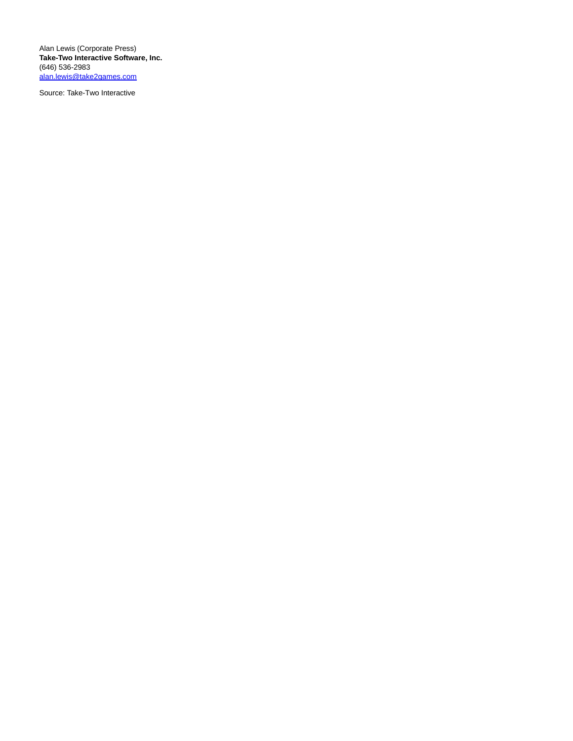Alan Lewis (Corporate Press)
**Take-Two Interactive Software, Inc.**
(646) 536-2983
[alan.lewis@take2games.com](mailto:alan.lewis@take2games.com)

Source: Take-Two Interactive